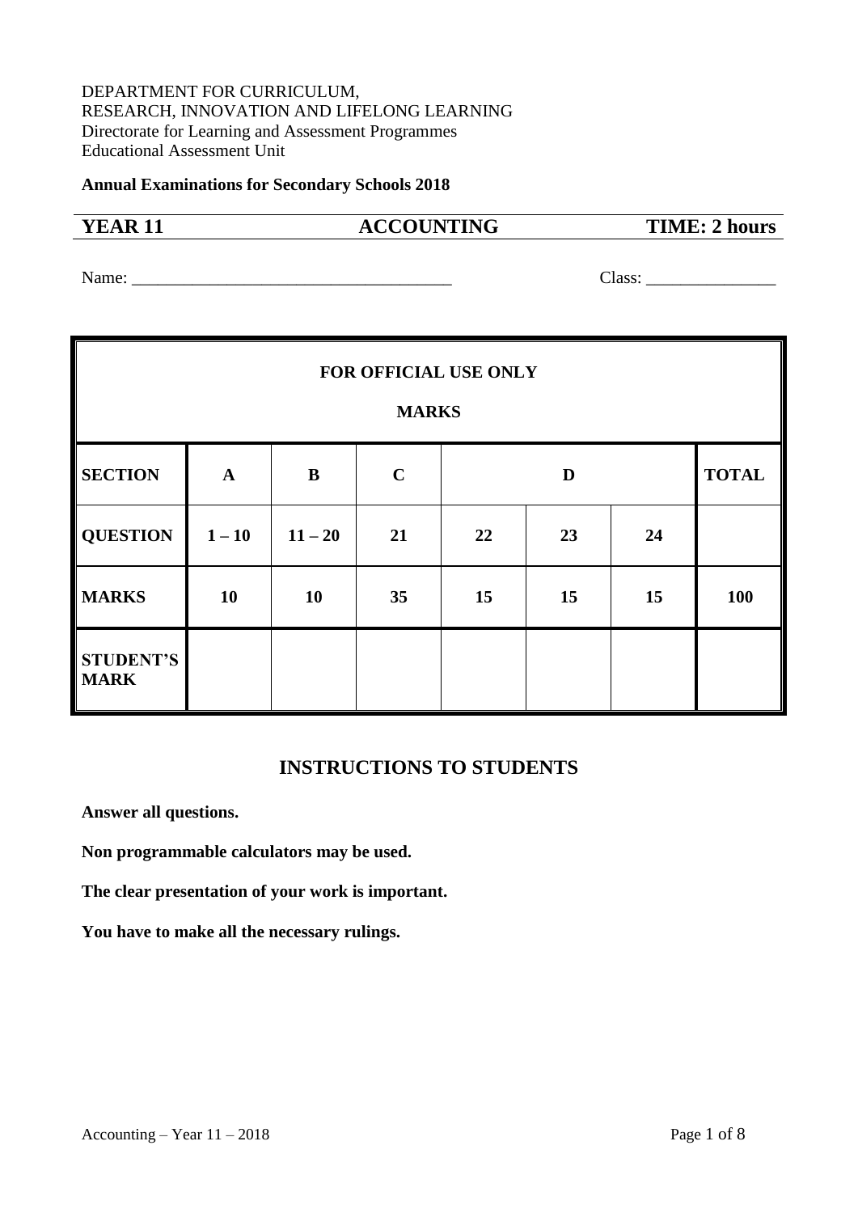DEPARTMENT FOR CURRICULUM,
RESEARCH, INNOVATION AND LIFELONG LEARNING
Directorate for Learning and Assessment Programmes
Educational Assessment Unit

**Annual Examinations for Secondary Schools 2018**

**YEAR 11** | **ACCOUNTING** | **TIME: 2 hours**

Name: ______________________________________ Class: _______________

| FOR OFFICIAL USE ONLY<br>MARKS | | | | | | | |
|---|---|---|---|---|---|---|---|
| **SECTION** | **A** | **B** | **C** | **D** | | | **TOTAL** |
| **QUESTION** | **1 – 10** | **11 – 20** | **21** | **22** | **23** | **24** | |
| **MARKS** | **10** | **10** | **35** | **15** | **15** | **15** | **100** |
| **STUDENT'S MARK** | | | | | | | |

## INSTRUCTIONS TO STUDENTS

**Answer all questions.**

**Non programmable calculators may be used.**

**The clear presentation of your work is important.**

**You have to make all the necessary rulings.**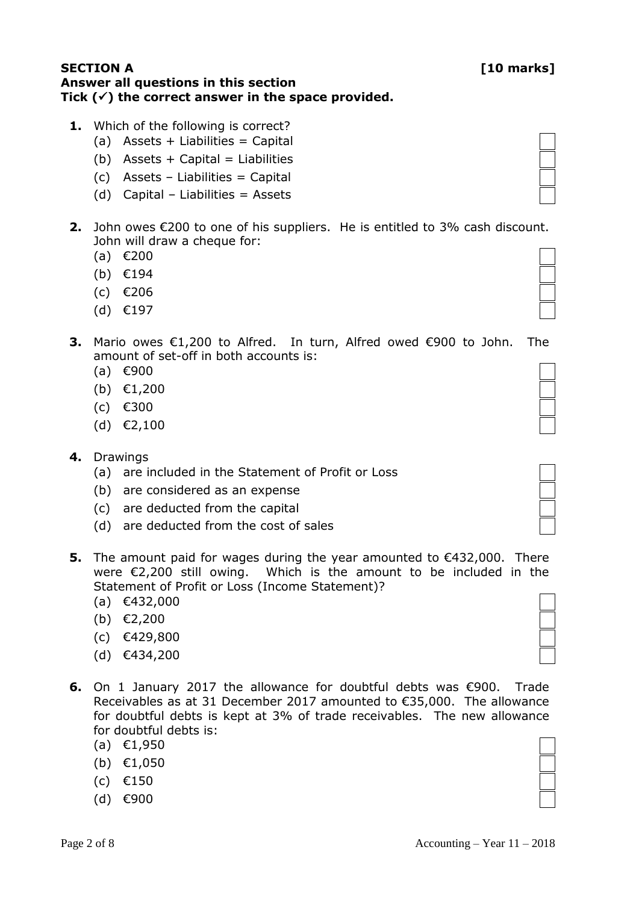**SECTION A** **[10 marks]**

**Answer all questions in this section**

**Tick (✓) the correct answer in the space provided.**

**1.** Which of the following is correct?

(a) Assets + Liabilities = Capital ☐

(b) Assets + Capital = Liabilities ☐

(c) Assets – Liabilities = Capital ☐

(d) Capital – Liabilities = Assets ☐

**2.** John owes €200 to one of his suppliers. He is entitled to 3% cash discount. John will draw a cheque for:

(a) €200 ☐

(b) €194 ☐

(c) €206 ☐

(d) €197 ☐

**3.** Mario owes €1,200 to Alfred. In turn, Alfred owed €900 to John. The amount of set-off in both accounts is:

(a) €900 ☐

(b) €1,200 ☐

(c) €300 ☐

(d) €2,100 ☐

**4.** Drawings

(a) are included in the Statement of Profit or Loss ☐

(b) are considered as an expense ☐

(c) are deducted from the capital ☐

(d) are deducted from the cost of sales ☐

**5.** The amount paid for wages during the year amounted to €432,000. There were €2,200 still owing. Which is the amount to be included in the Statement of Profit or Loss (Income Statement)?

(a) €432,000 ☐

(b) €2,200 ☐

(c) €429,800 ☐

(d) €434,200 ☐

**6.** On 1 January 2017 the allowance for doubtful debts was €900. Trade Receivables as at 31 December 2017 amounted to €35,000. The allowance for doubtful debts is kept at 3% of trade receivables. The new allowance for doubtful debts is:

(a) €1,950 ☐

(b) €1,050 ☐

(c) €150 ☐

(d) €900 ☐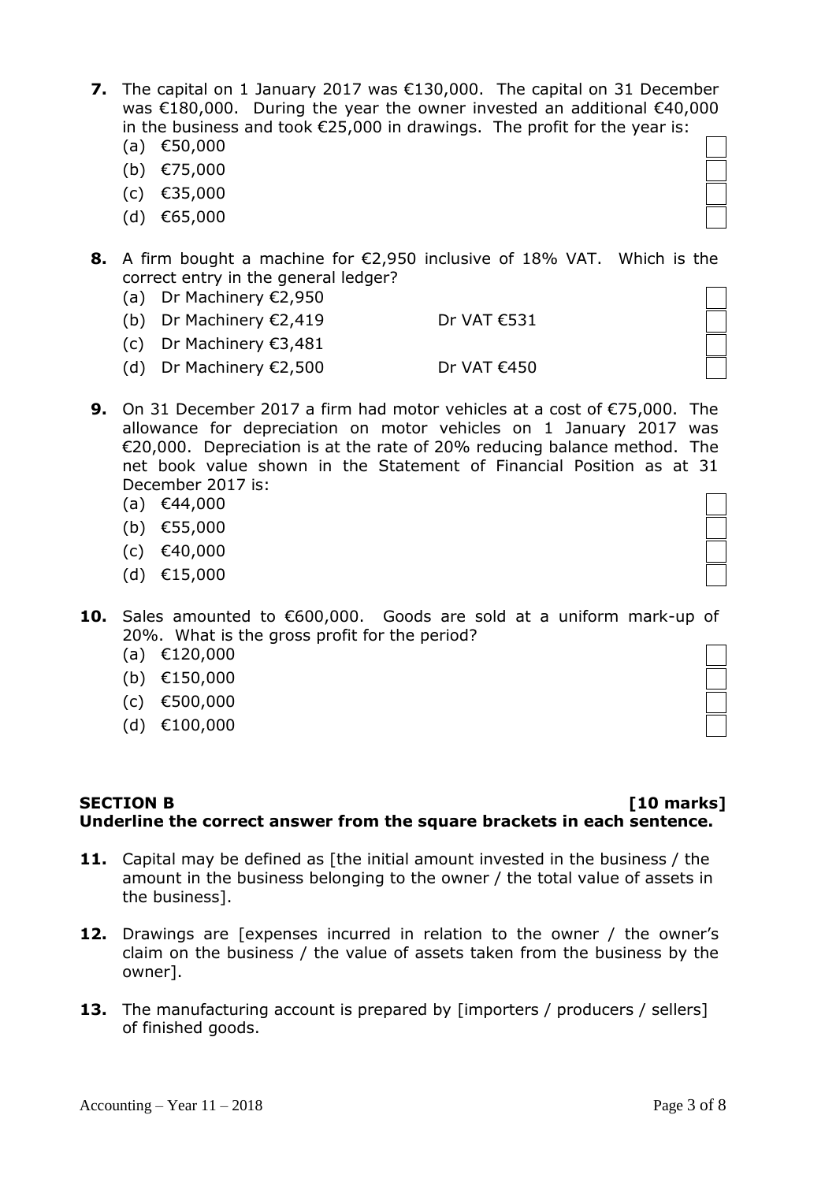**7.** The capital on 1 January 2017 was €130,000. The capital on 31 December was €180,000. During the year the owner invested an additional €40,000 in the business and took €25,000 in drawings. The profit for the year is:

(a) €50,000

(b) €75,000

(c) €35,000

(d) €65,000

**8.** A firm bought a machine for €2,950 inclusive of 18% VAT. Which is the correct entry in the general ledger?

(a) Dr Machinery €2,950

(b) Dr Machinery €2,419 Dr VAT €531

(c) Dr Machinery €3,481

(d) Dr Machinery €2,500 Dr VAT €450

**9.** On 31 December 2017 a firm had motor vehicles at a cost of €75,000. The allowance for depreciation on motor vehicles on 1 January 2017 was €20,000. Depreciation is at the rate of 20% reducing balance method. The net book value shown in the Statement of Financial Position as at 31 December 2017 is:

(a) €44,000

(b) €55,000

(c) €40,000

(d) €15,000

**10.** Sales amounted to €600,000. Goods are sold at a uniform mark-up of 20%. What is the gross profit for the period?

(a) €120,000

(b) €150,000

(c) €500,000

(d) €100,000

## SECTION B [10 marks]

**Underline the correct answer from the square brackets in each sentence.**

**11.** Capital may be defined as [the initial amount invested in the business / the amount in the business belonging to the owner / the total value of assets in the business].

**12.** Drawings are [expenses incurred in relation to the owner / the owner's claim on the business / the value of assets taken from the business by the owner].

**13.** The manufacturing account is prepared by [importers / producers / sellers] of finished goods.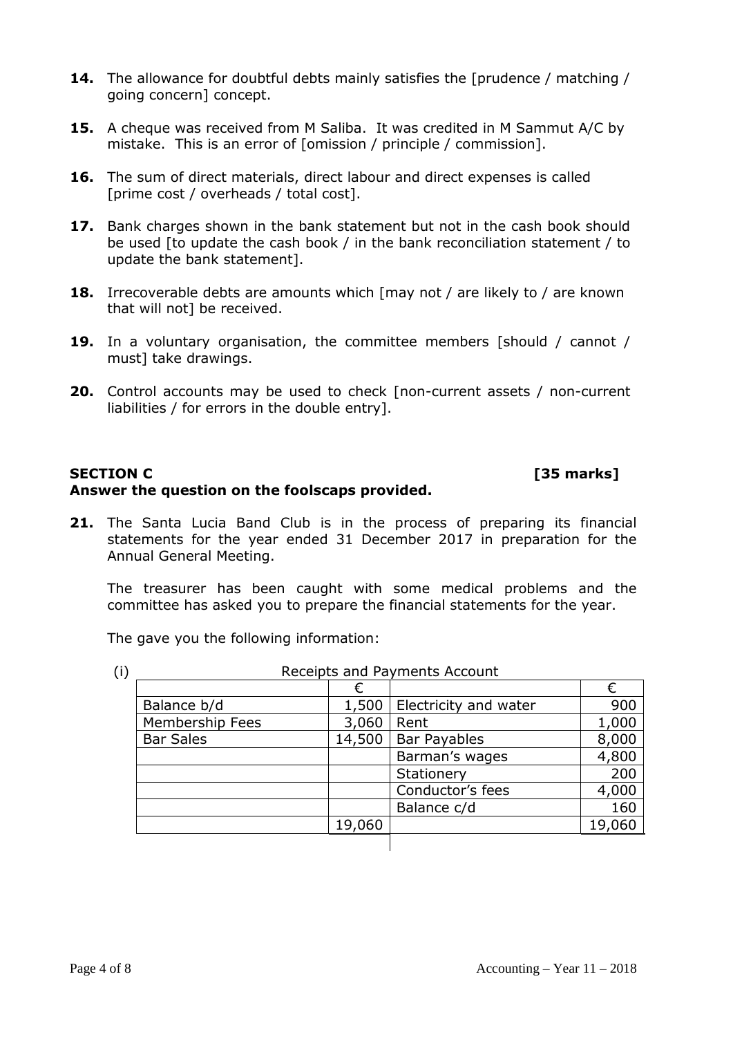**14.** The allowance for doubtful debts mainly satisfies the [prudence / matching / going concern] concept.

**15.** A cheque was received from M Saliba. It was credited in M Sammut A/C by mistake. This is an error of [omission / principle / commission].

**16.** The sum of direct materials, direct labour and direct expenses is called [prime cost / overheads / total cost].

**17.** Bank charges shown in the bank statement but not in the cash book should be used [to update the cash book / in the bank reconciliation statement / to update the bank statement].

**18.** Irrecoverable debts are amounts which [may not / are likely to / are known that will not] be received.

**19.** In a voluntary organisation, the committee members [should / cannot / must] take drawings.

**20.** Control accounts may be used to check [non-current assets / non-current liabilities / for errors in the double entry].

## SECTION C [35 marks]

**Answer the question on the foolscaps provided.**

**21.** The Santa Lucia Band Club is in the process of preparing its financial statements for the year ended 31 December 2017 in preparation for the Annual General Meeting.

The treasurer has been caught with some medical problems and the committee has asked you to prepare the financial statements for the year.

The gave you the following information:

(i) Receipts and Payments Account

| | € | | € |
|---|---|---|---|
| Balance b/d | 1,500 | Electricity and water | 900 |
| Membership Fees | 3,060 | Rent | 1,000 |
| Bar Sales | 14,500 | Bar Payables | 8,000 |
| | | Barman's wages | 4,800 |
| | | Stationery | 200 |
| | | Conductor's fees | 4,000 |
| | | Balance c/d | 160 |
| | 19,060 | | 19,060 |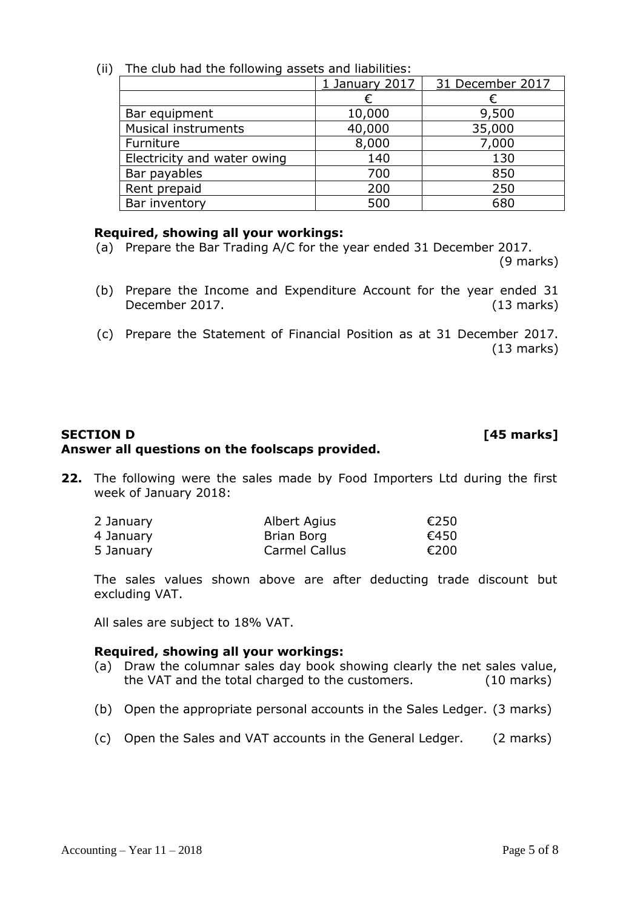(ii) The club had the following assets and liabilities:

| | 1 January 2017 | 31 December 2017 |
|---|---|---|
| | € | € |
| Bar equipment | 10,000 | 9,500 |
| Musical instruments | 40,000 | 35,000 |
| Furniture | 8,000 | 7,000 |
| Electricity and water owing | 140 | 130 |
| Bar payables | 700 | 850 |
| Rent prepaid | 200 | 250 |
| Bar inventory | 500 | 680 |

**Required, showing all your workings:**

(a) Prepare the Bar Trading A/C for the year ended 31 December 2017. (9 marks)

(b) Prepare the Income and Expenditure Account for the year ended 31 December 2017. (13 marks)

(c) Prepare the Statement of Financial Position as at 31 December 2017. (13 marks)

## SECTION D [45 marks]

**Answer all questions on the foolscaps provided.**

**22.** The following were the sales made by Food Importers Ltd during the first week of January 2018:

| | | |
|---|---|---|
| 2 January | Albert Agius | €250 |
| 4 January | Brian Borg | €450 |
| 5 January | Carmel Callus | €200 |

The sales values shown above are after deducting trade discount but excluding VAT.

All sales are subject to 18% VAT.

**Required, showing all your workings:**

(a) Draw the columnar sales day book showing clearly the net sales value, the VAT and the total charged to the customers. (10 marks)

(b) Open the appropriate personal accounts in the Sales Ledger. (3 marks)

(c) Open the Sales and VAT accounts in the General Ledger. (2 marks)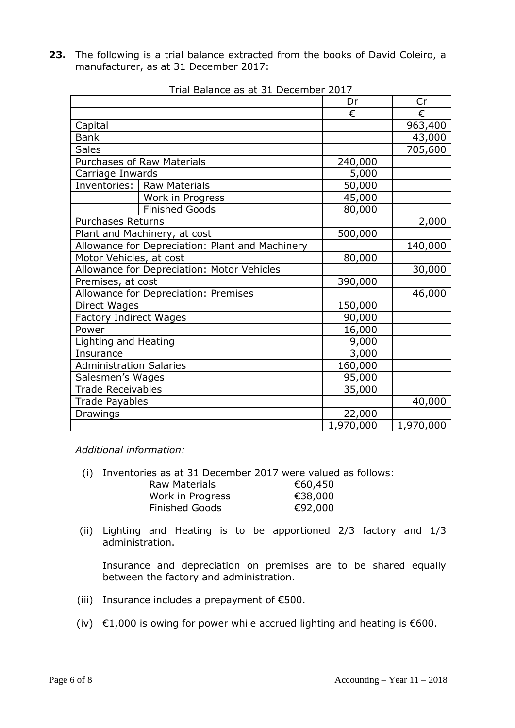**23.** The following is a trial balance extracted from the books of David Coleiro, a manufacturer, as at 31 December 2017:

Trial Balance as at 31 December 2017

| | | Dr | Cr |
|---|---|---|---|
| | | € | € |
| Capital | | | 963,400 |
| Bank | | | 43,000 |
| Sales | | | 705,600 |
| Purchases of Raw Materials | | 240,000 | |
| Carriage Inwards | | 5,000 | |
| Inventories: | Raw Materials | 50,000 | |
| | Work in Progress | 45,000 | |
| | Finished Goods | 80,000 | |
| Purchases Returns | | | 2,000 |
| Plant and Machinery, at cost | | 500,000 | |
| Allowance for Depreciation: Plant and Machinery | | | 140,000 |
| Motor Vehicles, at cost | | 80,000 | |
| Allowance for Depreciation: Motor Vehicles | | | 30,000 |
| Premises, at cost | | 390,000 | |
| Allowance for Depreciation: Premises | | | 46,000 |
| Direct Wages | | 150,000 | |
| Factory Indirect Wages | | 90,000 | |
| Power | | 16,000 | |
| Lighting and Heating | | 9,000 | |
| Insurance | | 3,000 | |
| Administration Salaries | | 160,000 | |
| Salesmen's Wages | | 95,000 | |
| Trade Receivables | | 35,000 | |
| Trade Payables | | | 40,000 |
| Drawings | | 22,000 | |
| | | 1,970,000 | 1,970,000 |

*Additional information:*

(i) Inventories as at 31 December 2017 were valued as follows:

| | |
|---|---|
| Raw Materials | €60,450 |
| Work in Progress | €38,000 |
| Finished Goods | €92,000 |

(ii) Lighting and Heating is to be apportioned 2/3 factory and 1/3 administration.

Insurance and depreciation on premises are to be shared equally between the factory and administration.

(iii) Insurance includes a prepayment of €500.

(iv) €1,000 is owing for power while accrued lighting and heating is €600.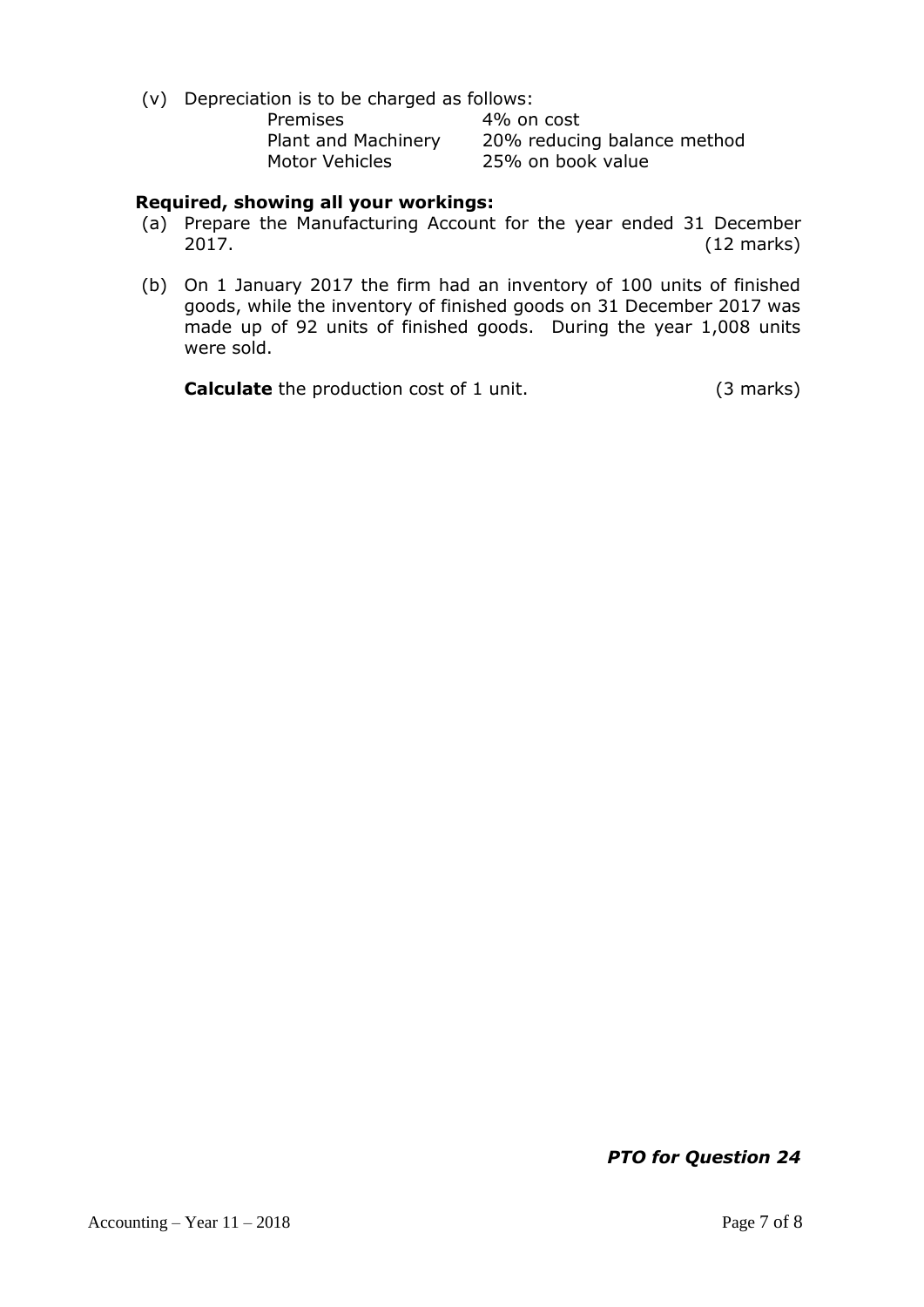(v) Depreciation is to be charged as follows:

| | |
|---|---|
| Premises | 4% on cost |
| Plant and Machinery | 20% reducing balance method |
| Motor Vehicles | 25% on book value |

**Required, showing all your workings:**

(a) Prepare the Manufacturing Account for the year ended 31 December 2017. (12 marks)

(b) On 1 January 2017 the firm had an inventory of 100 units of finished goods, while the inventory of finished goods on 31 December 2017 was made up of 92 units of finished goods. During the year 1,008 units were sold.

**Calculate** the production cost of 1 unit. (3 marks)

***PTO for Question 24***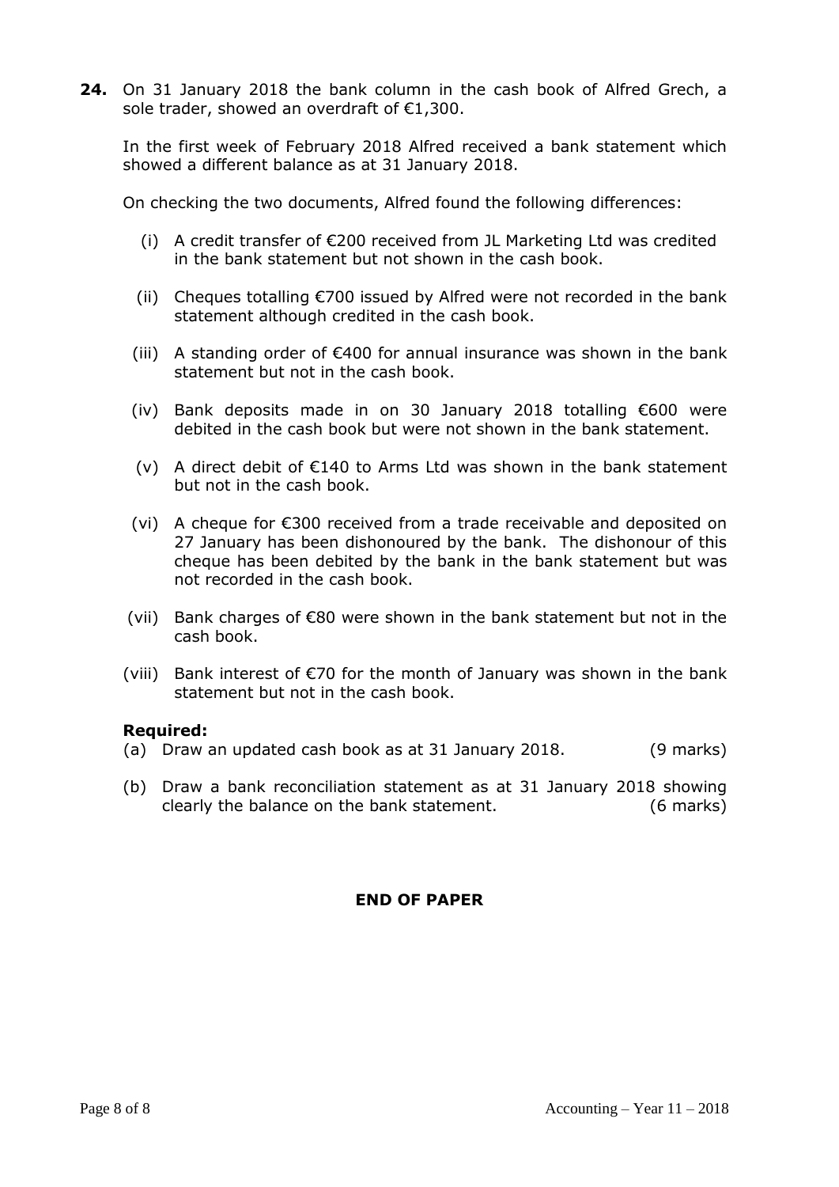**24.** On 31 January 2018 the bank column in the cash book of Alfred Grech, a sole trader, showed an overdraft of €1,300.

In the first week of February 2018 Alfred received a bank statement which showed a different balance as at 31 January 2018.

On checking the two documents, Alfred found the following differences:

(i) A credit transfer of €200 received from JL Marketing Ltd was credited in the bank statement but not shown in the cash book.

(ii) Cheques totalling €700 issued by Alfred were not recorded in the bank statement although credited in the cash book.

(iii) A standing order of €400 for annual insurance was shown in the bank statement but not in the cash book.

(iv) Bank deposits made in on 30 January 2018 totalling €600 were debited in the cash book but were not shown in the bank statement.

(v) A direct debit of €140 to Arms Ltd was shown in the bank statement but not in the cash book.

(vi) A cheque for €300 received from a trade receivable and deposited on 27 January has been dishonoured by the bank. The dishonour of this cheque has been debited by the bank in the bank statement but was not recorded in the cash book.

(vii) Bank charges of €80 were shown in the bank statement but not in the cash book.

(viii) Bank interest of €70 for the month of January was shown in the bank statement but not in the cash book.

**Required:**

(a) Draw an updated cash book as at 31 January 2018. (9 marks)

(b) Draw a bank reconciliation statement as at 31 January 2018 showing clearly the balance on the bank statement. (6 marks)

**END OF PAPER**